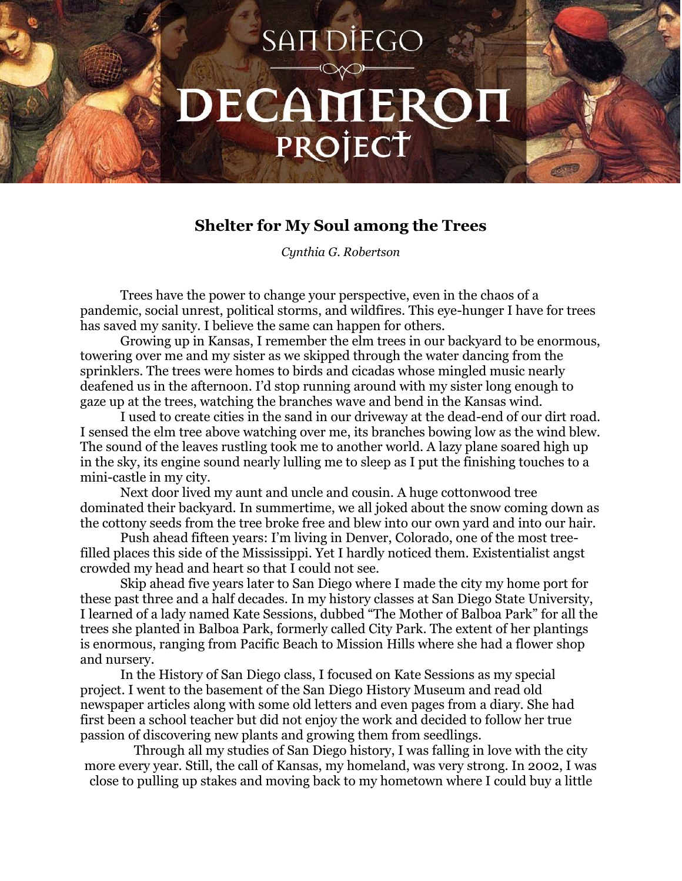# Shelter for My Soul among the Trees

*Cynthia G. Robertson*

Trees have the power to change your perspective, even in the chaos of a pandemic, social unrest, political storms, and wildfires. This eye-hunger I have for trees has saved my sanity. I believe the same can happen for others.

Growing up in Kansas, I remember the elm trees in our backyard to be enormous, towering over me and my sister as we skipped through the water dancing from the sprinklers. The trees were homes to birds and cicadas whose mingled music nearly deafened us in the afternoon. I'd stop running around with my sister long enough to gaze up at the trees, watching the branches wave and bend in the Kansas wind.

I used to create cities in the sand in our driveway at the dead-end of our dirt road. I sensed the elm tree above watching over me, its branches bowing low as the wind blew. The sound of the leaves rustling took me to another world. A lazy plane soared high up in the sky, its engine sound nearly lulling me to sleep as I put the finishing touches to a mini-castle in my city.

Next door lived my aunt and uncle and cousin. A huge cottonwood tree dominated their backyard. In summertime, we all joked about the snow coming down as the cottony seeds from the tree broke free and blew into our own yard and into our hair.

Push ahead fifteen years: I'm living in Denver, Colorado, one of the most tree-filled places this side of the Mississippi. Yet I hardly noticed them. Existentialist angst crowded my head and heart so that I could not see.

Skip ahead five years later to San Diego where I made the city my home port for these past three and a half decades. In my history classes at San Diego State University, I learned of a lady named Kate Sessions, dubbed "The Mother of Balboa Park" for all the trees she planted in Balboa Park, formerly called City Park. The extent of her plantings is enormous, ranging from Pacific Beach to Mission Hills where she had a flower shop and nursery.

In the History of San Diego class, I focused on Kate Sessions as my special project. I went to the basement of the San Diego History Museum and read old newspaper articles along with some old letters and even pages from a diary. She had first been a school teacher but did not enjoy the work and decided to follow her true passion of discovering new plants and growing them from seedlings.

Through all my studies of San Diego history, I was falling in love with the city more every year. Still, the call of Kansas, my homeland, was very strong. In 2002, I was close to pulling up stakes and moving back to my hometown where I could buy a little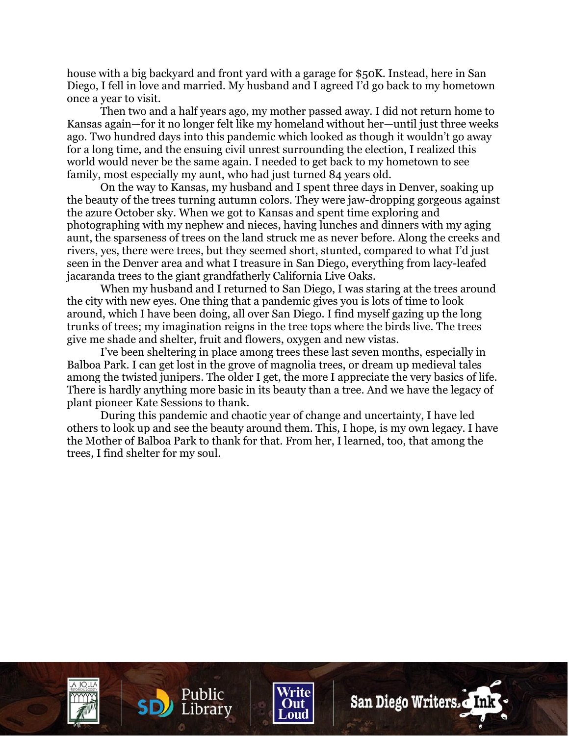house with a big backyard and front yard with a garage for $50K. Instead, here in San Diego, I fell in love and married. My husband and I agreed I'd go back to my hometown once a year to visit.

Then two and a half years ago, my mother passed away. I did not return home to Kansas again—for it no longer felt like my homeland without her—until just three weeks ago. Two hundred days into this pandemic which looked as though it wouldn't go away for a long time, and the ensuing civil unrest surrounding the election, I realized this world would never be the same again. I needed to get back to my hometown to see family, most especially my aunt, who had just turned 84 years old.

On the way to Kansas, my husband and I spent three days in Denver, soaking up the beauty of the trees turning autumn colors. They were jaw-dropping gorgeous against the azure October sky. When we got to Kansas and spent time exploring and photographing with my nephew and nieces, having lunches and dinners with my aging aunt, the sparseness of trees on the land struck me as never before. Along the creeks and rivers, yes, there were trees, but they seemed short, stunted, compared to what I'd just seen in the Denver area and what I treasure in San Diego, everything from lacy-leafed jacaranda trees to the giant grandfatherly California Live Oaks.

When my husband and I returned to San Diego, I was staring at the trees around the city with new eyes. One thing that a pandemic gives you is lots of time to look around, which I have been doing, all over San Diego. I find myself gazing up the long trunks of trees; my imagination reigns in the tree tops where the birds live. The trees give me shade and shelter, fruit and flowers, oxygen and new vistas.

I've been sheltering in place among trees these last seven months, especially in Balboa Park. I can get lost in the grove of magnolia trees, or dream up medieval tales among the twisted junipers. The older I get, the more I appreciate the very basics of life. There is hardly anything more basic in its beauty than a tree. And we have the legacy of plant pioneer Kate Sessions to thank.

During this pandemic and chaotic year of change and uncertainty, I have led others to look up and see the beauty around them. This, I hope, is my own legacy. I have the Mother of Balboa Park to thank for that. From her, I learned, too, that among the trees, I find shelter for my soul.